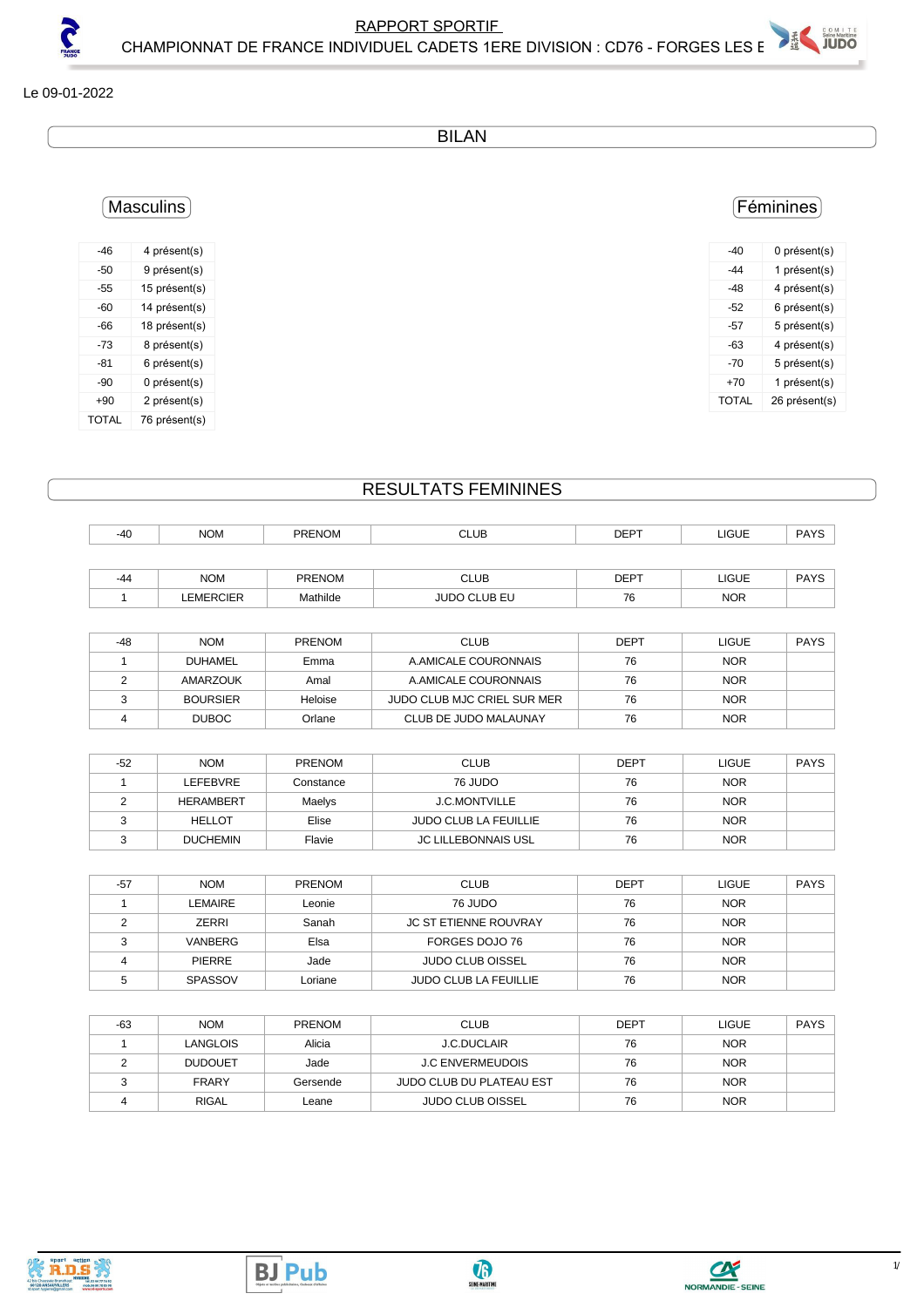# RAPPORT SPORTIF

## CHAMPIONNAT DE FRANCE INDIVIDUEL CADETS 1ERE DIVISION : CD76 - FORGES LES E

Le 09-01-2022

## BILAN

### Masculins

| | |
|---|---|
| -46 | 4 présent(s) |
| -50 | 9 présent(s) |
| -55 | 15 présent(s) |
| -60 | 14 présent(s) |
| -66 | 18 présent(s) |
| -73 | 8 présent(s) |
| -81 | 6 présent(s) |
| -90 | 0 présent(s) |
| +90 | 2 présent(s) |
| TOTAL | 76 présent(s) |

### Féminines

| | |
|---|---|
| -40 | 0 présent(s) |
| -44 | 1 présent(s) |
| -48 | 4 présent(s) |
| -52 | 6 présent(s) |
| -57 | 5 présent(s) |
| -63 | 4 présent(s) |
| -70 | 5 présent(s) |
| +70 | 1 présent(s) |
| TOTAL | 26 présent(s) |

## RESULTATS FEMININES

| -40 | NOM | PRENOM | CLUB | DEPT | LIGUE | PAYS |
|---|---|---|---|---|---|---|

| -44 | NOM | PRENOM | CLUB | DEPT | LIGUE | PAYS |
|---|---|---|---|---|---|---|
| 1 | LEMERCIER | Mathilde | JUDO CLUB EU | 76 | NOR | |

| -48 | NOM | PRENOM | CLUB | DEPT | LIGUE | PAYS |
|---|---|---|---|---|---|---|
| 1 | DUHAMEL | Emma | A.AMICALE COURONNAIS | 76 | NOR | |
| 2 | AMARZOUK | Amal | A.AMICALE COURONNAIS | 76 | NOR | |
| 3 | BOURSIER | Heloise | JUDO CLUB MJC CRIEL SUR MER | 76 | NOR | |
| 4 | DUBOC | Orlane | CLUB DE JUDO MALAUNAY | 76 | NOR | |

| -52 | NOM | PRENOM | CLUB | DEPT | LIGUE | PAYS |
|---|---|---|---|---|---|---|
| 1 | LEFEBVRE | Constance | 76 JUDO | 76 | NOR | |
| 2 | HERAMBERT | Maelys | J.C.MONTVILLE | 76 | NOR | |
| 3 | HELLOT | Elise | JUDO CLUB LA FEUILLIE | 76 | NOR | |
| 3 | DUCHEMIN | Flavie | JC LILLEBONNAIS USL | 76 | NOR | |

| -57 | NOM | PRENOM | CLUB | DEPT | LIGUE | PAYS |
|---|---|---|---|---|---|---|
| 1 | LEMAIRE | Leonie | 76 JUDO | 76 | NOR | |
| 2 | ZERRI | Sanah | JC ST ETIENNE ROUVRAY | 76 | NOR | |
| 3 | VANBERG | Elsa | FORGES DOJO 76 | 76 | NOR | |
| 4 | PIERRE | Jade | JUDO CLUB OISSEL | 76 | NOR | |
| 5 | SPASSOV | Loriane | JUDO CLUB LA FEUILLIE | 76 | NOR | |

| -63 | NOM | PRENOM | CLUB | DEPT | LIGUE | PAYS |
|---|---|---|---|---|---|---|
| 1 | LANGLOIS | Alicia | J.C.DUCLAIR | 76 | NOR | |
| 2 | DUDOUET | Jade | J.C ENVERMEUDOIS | 76 | NOR | |
| 3 | FRARY | Gersende | JUDO CLUB DU PLATEAU EST | 76 | NOR | |
| 4 | RIGAL | Leane | JUDO CLUB OISSEL | 76 | NOR | |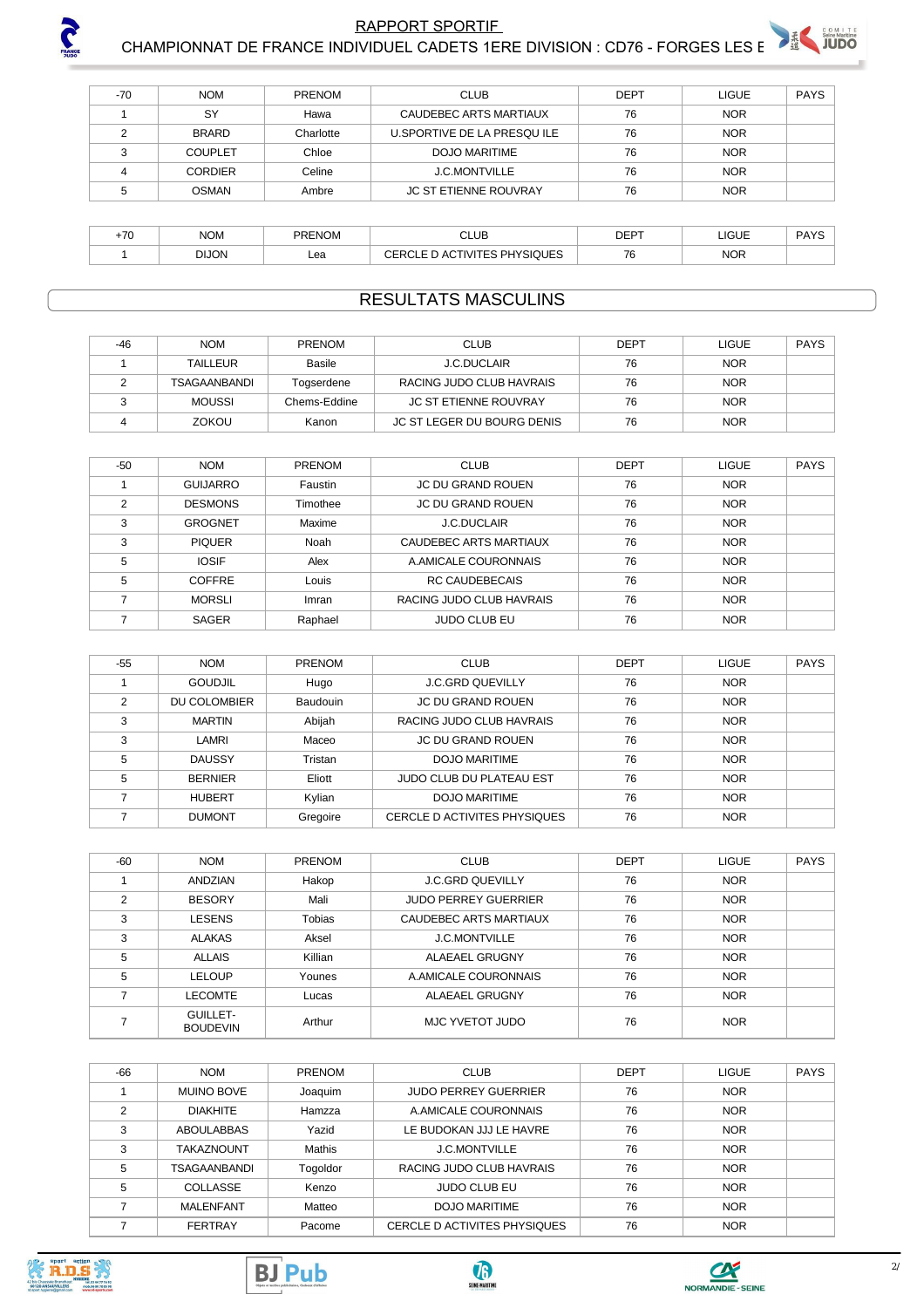| -70 | NOM | PRENOM | CLUB | DEPT | LIGUE | PAYS |
|---|---|---|---|---|---|---|
| 1 | SY | Hawa | CAUDEBEC ARTS MARTIAUX | 76 | NOR | |
| 2 | BRARD | Charlotte | U.SPORTIVE DE LA PRESQU ILE | 76 | NOR | |
| 3 | COUPLET | Chloe | DOJO MARITIME | 76 | NOR | |
| 4 | CORDIER | Celine | J.C.MONTVILLE | 76 | NOR | |
| 5 | OSMAN | Ambre | JC ST ETIENNE ROUVRAY | 76 | NOR | |

| +70 | NOM | PRENOM | CLUB | DEPT | LIGUE | PAYS |
|---|---|---|---|---|---|---|
| 1 | DIJON | Lea | CERCLE D ACTIVITES PHYSIQUES | 76 | NOR | |

## RESULTATS MASCULINS

| -46 | NOM | PRENOM | CLUB | DEPT | LIGUE | PAYS |
|---|---|---|---|---|---|---|
| 1 | TAILLEUR | Basile | J.C.DUCLAIR | 76 | NOR | |
| 2 | TSAGAANBANDI | Togserdene | RACING JUDO CLUB HAVRAIS | 76 | NOR | |
| 3 | MOUSSI | Chems-Eddine | JC ST ETIENNE ROUVRAY | 76 | NOR | |
| 4 | ZOKOU | Kanon | JC ST LEGER DU BOURG DENIS | 76 | NOR | |

| -50 | NOM | PRENOM | CLUB | DEPT | LIGUE | PAYS |
|---|---|---|---|---|---|---|
| 1 | GUIJARRO | Faustin | JC DU GRAND ROUEN | 76 | NOR | |
| 2 | DESMONS | Timothee | JC DU GRAND ROUEN | 76 | NOR | |
| 3 | GROGNET | Maxime | J.C.DUCLAIR | 76 | NOR | |
| 3 | PIQUER | Noah | CAUDEBEC ARTS MARTIAUX | 76 | NOR | |
| 5 | IOSIF | Alex | A.AMICALE COURONNAIS | 76 | NOR | |
| 5 | COFFRE | Louis | RC CAUDEBECAIS | 76 | NOR | |
| 7 | MORSLI | Imran | RACING JUDO CLUB HAVRAIS | 76 | NOR | |
| 7 | SAGER | Raphael | JUDO CLUB EU | 76 | NOR | |

| -55 | NOM | PRENOM | CLUB | DEPT | LIGUE | PAYS |
|---|---|---|---|---|---|---|
| 1 | GOUDJIL | Hugo | J.C.GRD QUEVILLY | 76 | NOR | |
| 2 | DU COLOMBIER | Baudouin | JC DU GRAND ROUEN | 76 | NOR | |
| 3 | MARTIN | Abijah | RACING JUDO CLUB HAVRAIS | 76 | NOR | |
| 3 | LAMRI | Maceo | JC DU GRAND ROUEN | 76 | NOR | |
| 5 | DAUSSY | Tristan | DOJO MARITIME | 76 | NOR | |
| 5 | BERNIER | Eliott | JUDO CLUB DU PLATEAU EST | 76 | NOR | |
| 7 | HUBERT | Kylian | DOJO MARITIME | 76 | NOR | |
| 7 | DUMONT | Gregoire | CERCLE D ACTIVITES PHYSIQUES | 76 | NOR | |

| -60 | NOM | PRENOM | CLUB | DEPT | LIGUE | PAYS |
|---|---|---|---|---|---|---|
| 1 | ANDZIAN | Hakop | J.C.GRD QUEVILLY | 76 | NOR | |
| 2 | BESORY | Mali | JUDO PERREY GUERRIER | 76 | NOR | |
| 3 | LESENS | Tobias | CAUDEBEC ARTS MARTIAUX | 76 | NOR | |
| 3 | ALAKAS | Aksel | J.C.MONTVILLE | 76 | NOR | |
| 5 | ALLAIS | Killian | ALAEAEL GRUGNY | 76 | NOR | |
| 5 | LELOUP | Younes | A.AMICALE COURONNAIS | 76 | NOR | |
| 7 | LECOMTE | Lucas | ALAEAEL GRUGNY | 76 | NOR | |
| 7 | GUILLET-BOUDEVIN | Arthur | MJC YVETOT JUDO | 76 | NOR | |

| -66 | NOM | PRENOM | CLUB | DEPT | LIGUE | PAYS |
|---|---|---|---|---|---|---|
| 1 | MUINO BOVE | Joaquim | JUDO PERREY GUERRIER | 76 | NOR | |
| 2 | DIAKHITE | Hamzza | A.AMICALE COURONNAIS | 76 | NOR | |
| 3 | ABOULABBAS | Yazid | LE BUDOKAN JJJ LE HAVRE | 76 | NOR | |
| 3 | TAKAZNOUNT | Mathis | J.C.MONTVILLE | 76 | NOR | |
| 5 | TSAGAANBANDI | Togoldor | RACING JUDO CLUB HAVRAIS | 76 | NOR | |
| 5 | COLLASSE | Kenzo | JUDO CLUB EU | 76 | NOR | |
| 7 | MALENFANT | Matteo | DOJO MARITIME | 76 | NOR | |
| 7 | FERTRAY | Pacome | CERCLE D ACTIVITES PHYSIQUES | 76 | NOR | |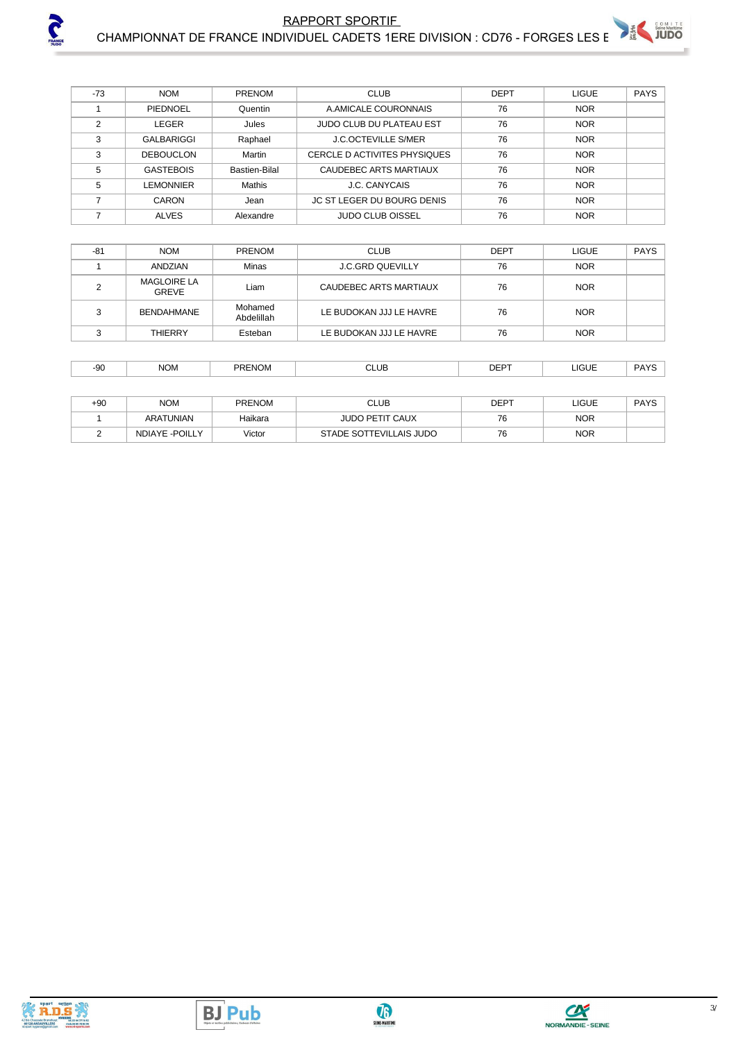| -73 | NOM | PRENOM | CLUB | DEPT | LIGUE | PAYS |
|---|---|---|---|---|---|---|
| 1 | PIEDNOEL | Quentin | A.AMICALE COURONNAIS | 76 | NOR | |
| 2 | LEGER | Jules | JUDO CLUB DU PLATEAU EST | 76 | NOR | |
| 3 | GALBARIGGI | Raphael | J.C.OCTEVILLE S/MER | 76 | NOR | |
| 3 | DEBOUCLON | Martin | CERCLE D ACTIVITES PHYSIQUES | 76 | NOR | |
| 5 | GASTEBOIS | Bastien-Bilal | CAUDEBEC ARTS MARTIAUX | 76 | NOR | |
| 5 | LEMONNIER | Mathis | J.C. CANYCAIS | 76 | NOR | |
| 7 | CARON | Jean | JC ST LEGER DU BOURG DENIS | 76 | NOR | |
| 7 | ALVES | Alexandre | JUDO CLUB OISSEL | 76 | NOR | |

| -81 | NOM | PRENOM | CLUB | DEPT | LIGUE | PAYS |
|---|---|---|---|---|---|---|
| 1 | ANDZIAN | Minas | J.C.GRD QUEVILLY | 76 | NOR | |
| 2 | MAGLOIRE LA GREVE | Liam | CAUDEBEC ARTS MARTIAUX | 76 | NOR | |
| 3 | BENDAHMANE | Mohamed Abdelillah | LE BUDOKAN JJJ LE HAVRE | 76 | NOR | |
| 3 | THIERRY | Esteban | LE BUDOKAN JJJ LE HAVRE | 76 | NOR | |

| -90 | NOM | PRENOM | CLUB | DEPT | LIGUE | PAYS |
|---|---|---|---|---|---|---|

| +90 | NOM | PRENOM | CLUB | DEPT | LIGUE | PAYS |
|---|---|---|---|---|---|---|
| 1 | ARATUNIAN | Haikara | JUDO PETIT CAUX | 76 | NOR | |
| 2 | NDIAYE -POILLY | Victor | STADE SOTTEVILLAIS JUDO | 76 | NOR | |